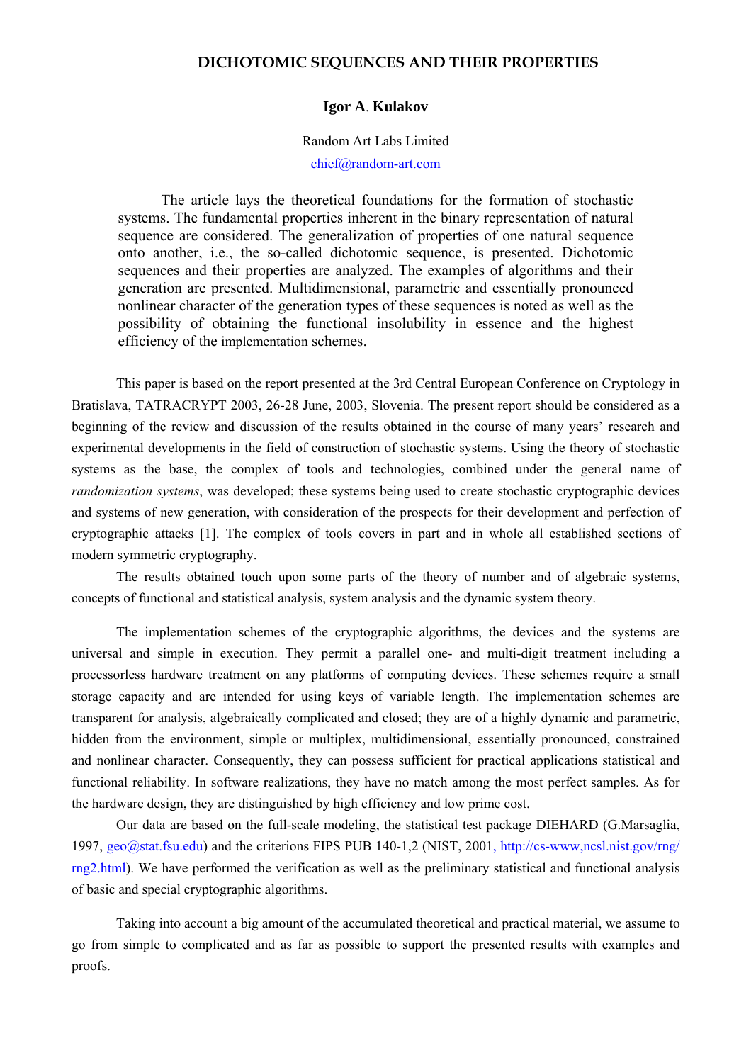# DICHOTOMIC SEQUENCES AND THEIR PROPERTIES

**Igor A. Kulakov**

Random Art Labs Limited

chief@random-art.com

The article lays the theoretical foundations for the formation of stochastic systems. The fundamental properties inherent in the binary representation of natural sequence are considered. The generalization of properties of one natural sequence onto another, i.e., the so-called dichotomic sequence, is presented. Dichotomic sequences and their properties are analyzed. The examples of algorithms and their generation are presented. Multidimensional, parametric and essentially pronounced nonlinear character of the generation types of these sequences is noted as well as the possibility of obtaining the functional insolubility in essence and the highest efficiency of the implementation schemes.

This paper is based on the report presented at the 3rd Central European Conference on Cryptology in Bratislava, TATRACRYPT 2003, 26-28 June, 2003, Slovenia. The present report should be considered as a beginning of the review and discussion of the results obtained in the course of many years' research and experimental developments in the field of construction of stochastic systems. Using the theory of stochastic systems as the base, the complex of tools and technologies, combined under the general name of *randomization systems*, was developed; these systems being used to create stochastic cryptographic devices and systems of new generation, with consideration of the prospects for their development and perfection of cryptographic attacks [1]. The complex of tools covers in part and in whole all established sections of modern symmetric cryptography.

The results obtained touch upon some parts of the theory of number and of algebraic systems, concepts of functional and statistical analysis, system analysis and the dynamic system theory.

The implementation schemes of the cryptographic algorithms, the devices and the systems are universal and simple in execution. They permit a parallel one- and multi-digit treatment including a processorless hardware treatment on any platforms of computing devices. These schemes require a small storage capacity and are intended for using keys of variable length. The implementation schemes are transparent for analysis, algebraically complicated and closed; they are of a highly dynamic and parametric, hidden from the environment, simple or multiplex, multidimensional, essentially pronounced, constrained and nonlinear character. Consequently, they can possess sufficient for practical applications statistical and functional reliability. In software realizations, they have no match among the most perfect samples. As for the hardware design, they are distinguished by high efficiency and low prime cost.

Our data are based on the full-scale modeling, the statistical test package DIEHARD (G.Marsaglia, 1997, geo@stat.fsu.edu) and the criterions FIPS PUB 140-1,2 (NIST, 2001, http://cs-www,ncsl.nist.gov/rng/rng2.html). We have performed the verification as well as the preliminary statistical and functional analysis of basic and special cryptographic algorithms.

Taking into account a big amount of the accumulated theoretical and practical material, we assume to go from simple to complicated and as far as possible to support the presented results with examples and proofs.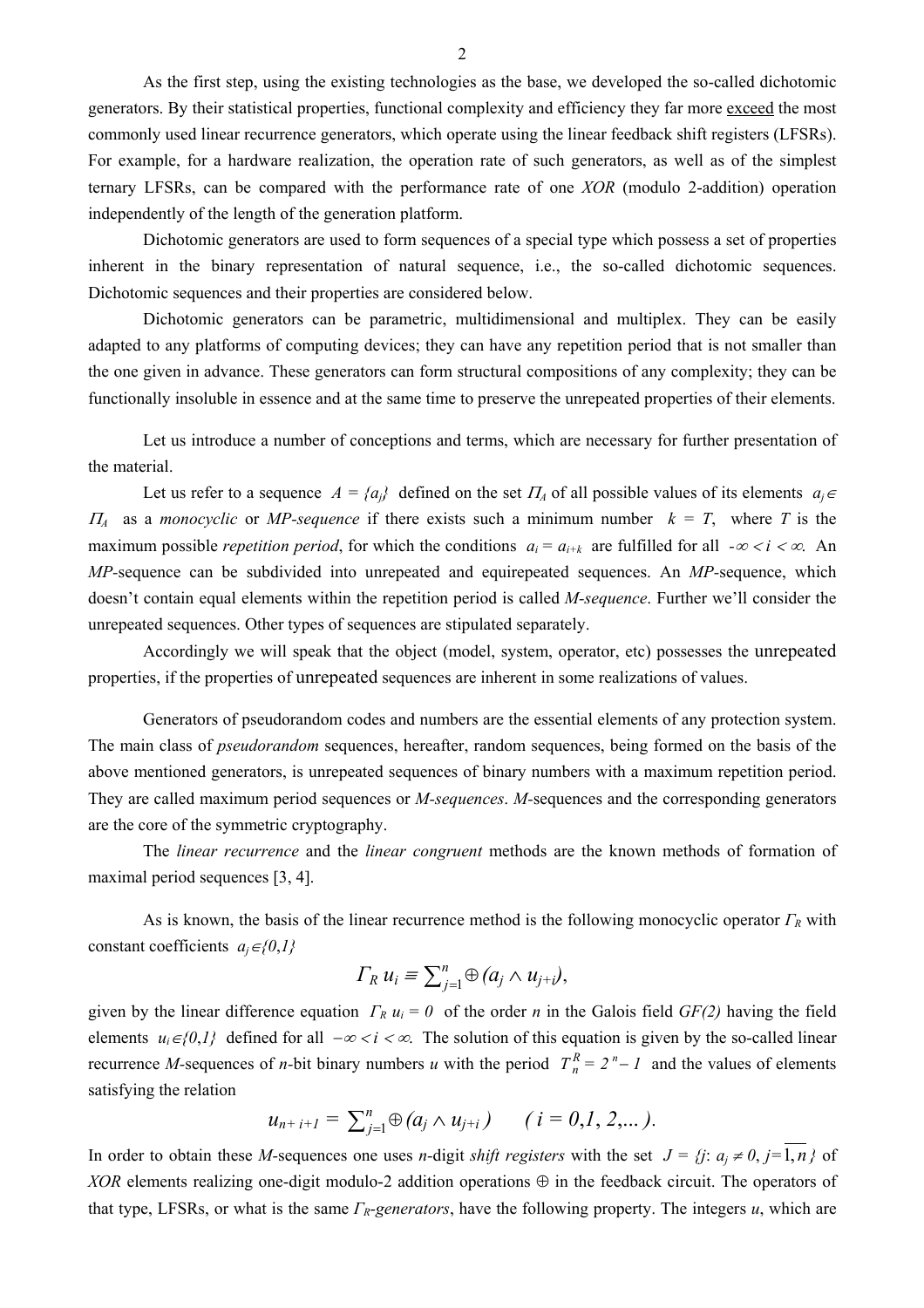As the first step, using the existing technologies as the base, we developed the so-called dichotomic generators. By their statistical properties, functional complexity and efficiency they far more exceed the most commonly used linear recurrence generators, which operate using the linear feedback shift registers (LFSRs). For example, for a hardware realization, the operation rate of such generators, as well as of the simplest ternary LFSRs, can be compared with the performance rate of one *XOR* (modulo 2-addition) operation independently of the length of the generation platform.

Dichotomic generators are used to form sequences of a special type which possess a set of properties inherent in the binary representation of natural sequence, i.e., the so-called dichotomic sequences. Dichotomic sequences and their properties are considered below.

Dichotomic generators can be parametric, multidimensional and multiplex. They can be easily adapted to any platforms of computing devices; they can have any repetition period that is not smaller than the one given in advance. These generators can form structural compositions of any complexity; they can be functionally insoluble in essence and at the same time to preserve the unrepeated properties of their elements.

Let us introduce a number of conceptions and terms, which are necessary for further presentation of the material.

Let us refer to a sequence $A = \{a_j\}$ defined on the set $\Pi_A$ of all possible values of its elements $a_j \in \Pi_A$ as a *monocyclic* or *MP-sequence* if there exists such a minimum number $k = T$, where $T$ is the maximum possible *repetition period*, for which the conditions $a_i = a_{i+k}$ are fulfilled for all $-\infty < i < \infty$. An *MP*-sequence can be subdivided into unrepeated and equirepeated sequences. An *MP*-sequence, which doesn't contain equal elements within the repetition period is called *M-sequence*. Further we'll consider the unrepeated sequences. Other types of sequences are stipulated separately.

Accordingly we will speak that the object (model, system, operator, etc) possesses the unrepeated properties, if the properties of unrepeated sequences are inherent in some realizations of values.

Generators of pseudorandom codes and numbers are the essential elements of any protection system. The main class of *pseudorandom* sequences, hereafter, random sequences, being formed on the basis of the above mentioned generators, is unrepeated sequences of binary numbers with a maximum repetition period. They are called maximum period sequences or *M-sequences*. *M*-sequences and the corresponding generators are the core of the symmetric cryptography.

The *linear recurrence* and the *linear congruent* methods are the known methods of formation of maximal period sequences [3, 4].

As is known, the basis of the linear recurrence method is the following monocyclic operator $\Gamma_R$ with constant coefficients $a_j \in \{0,1\}$

$$\Gamma_R\, u_i \equiv \sum\nolimits_{j=1}^{n} \oplus (a_j \wedge u_{j+i}),$$

given by the linear difference equation $\Gamma_R\, u_i = 0$ of the order $n$ in the Galois field $GF(2)$ having the field elements $u_i \in \{0,1\}$ defined for all $-\infty < i < \infty$. The solution of this equation is given by the so-called linear recurrence *M*-sequences of $n$-bit binary numbers $u$ with the period $T_n^R = 2^n - 1$ and the values of elements satisfying the relation

$$u_{n+i+1} = \sum\nolimits_{j=1}^{n} \oplus (a_j \wedge u_{j+i}) \qquad (i = 0, 1, 2, \ldots).$$

In order to obtain these *M*-sequences one uses $n$-digit *shift registers* with the set $J = \{j\colon a_j \neq 0,\ j = \overline{1,n}\}$ of *XOR* elements realizing one-digit modulo-2 addition operations $\oplus$ in the feedback circuit. The operators of that type, LFSRs, or what is the same $\Gamma_R$-*generators*, have the following property. The integers $u$, which are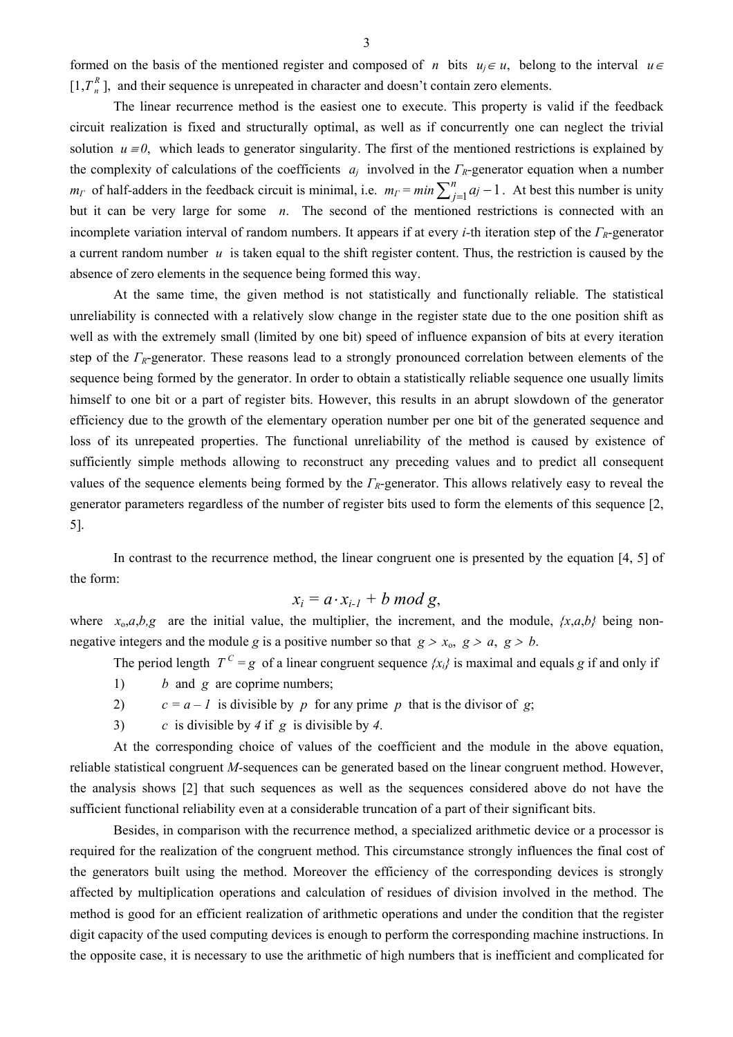formed on the basis of the mentioned register and composed of $n$ bits $u_j \in u$, belong to the interval $u \in [1, T_n^R]$, and their sequence is unrepeated in character and doesn't contain zero elements.

The linear recurrence method is the easiest one to execute. This property is valid if the feedback circuit realization is fixed and structurally optimal, as well as if concurrently one can neglect the trivial solution $u \equiv 0$, which leads to generator singularity. The first of the mentioned restrictions is explained by the complexity of calculations of the coefficients $a_j$ involved in the $\Gamma_R$-generator equation when a number $m_\Gamma$ of half-adders in the feedback circuit is minimal, i.e. $m_\Gamma = min \sum_{j=1}^{n} a_j - 1$. At best this number is unity but it can be very large for some $n$. The second of the mentioned restrictions is connected with an incomplete variation interval of random numbers. It appears if at every $i$-th iteration step of the $\Gamma_R$-generator a current random number $u$ is taken equal to the shift register content. Thus, the restriction is caused by the absence of zero elements in the sequence being formed this way.

At the same time, the given method is not statistically and functionally reliable. The statistical unreliability is connected with a relatively slow change in the register state due to the one position shift as well as with the extremely small (limited by one bit) speed of influence expansion of bits at every iteration step of the $\Gamma_R$-generator. These reasons lead to a strongly pronounced correlation between elements of the sequence being formed by the generator. In order to obtain a statistically reliable sequence one usually limits himself to one bit or a part of register bits. However, this results in an abrupt slowdown of the generator efficiency due to the growth of the elementary operation number per one bit of the generated sequence and loss of its unrepeated properties. The functional unreliability of the method is caused by existence of sufficiently simple methods allowing to reconstruct any preceding values and to predict all consequent values of the sequence elements being formed by the $\Gamma_R$-generator. This allows relatively easy to reveal the generator parameters regardless of the number of register bits used to form the elements of this sequence [2, 5].

In contrast to the recurrence method, the linear congruent one is presented by the equation [4, 5] of the form:

$$x_i = a \cdot x_{i-1} + b \; mod \; g,$$

where $x_o, a, b, g$ are the initial value, the multiplier, the increment, and the module, $\{x, a, b\}$ being non-negative integers and the module $g$ is a positive number so that $g > x_o$, $g > a$, $g > b$.

The period length $T^C = g$ of a linear congruent sequence $\{x_i\}$ is maximal and equals $g$ if and only if

1) $b$ and $g$ are coprime numbers;
2) $c = a - 1$ is divisible by $p$ for any prime $p$ that is the divisor of $g$;
3) $c$ is divisible by $4$ if $g$ is divisible by $4$.

At the corresponding choice of values of the coefficient and the module in the above equation, reliable statistical congruent $M$-sequences can be generated based on the linear congruent method. However, the analysis shows [2] that such sequences as well as the sequences considered above do not have the sufficient functional reliability even at a considerable truncation of a part of their significant bits.

Besides, in comparison with the recurrence method, a specialized arithmetic device or a processor is required for the realization of the congruent method. This circumstance strongly influences the final cost of the generators built using the method. Moreover the efficiency of the corresponding devices is strongly affected by multiplication operations and calculation of residues of division involved in the method. The method is good for an efficient realization of arithmetic operations and under the condition that the register digit capacity of the used computing devices is enough to perform the corresponding machine instructions. In the opposite case, it is necessary to use the arithmetic of high numbers that is inefficient and complicated for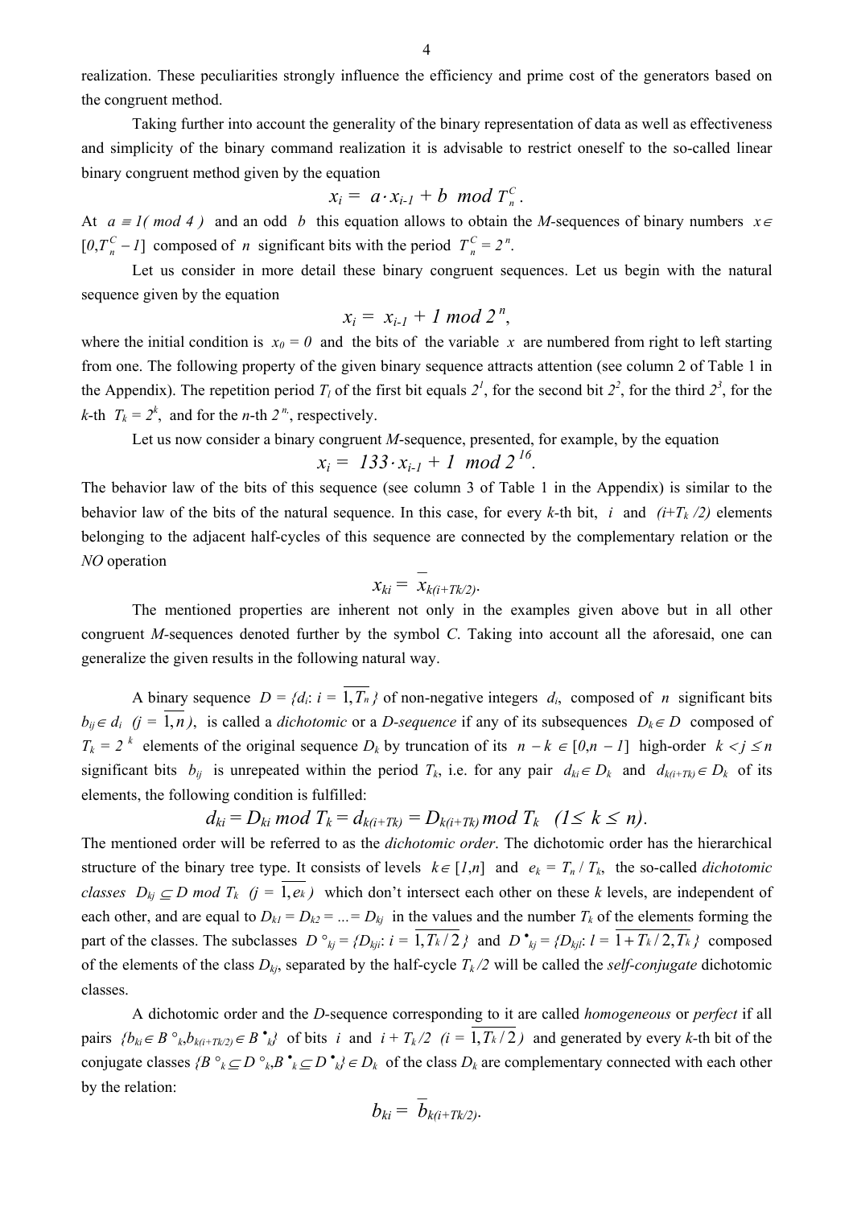realization. These peculiarities strongly influence the efficiency and prime cost of the generators based on the congruent method.

Taking further into account the generality of the binary representation of data as well as effectiveness and simplicity of the binary command realization it is advisable to restrict oneself to the so-called linear binary congruent method given by the equation

$$x_i = a \cdot x_{i-1} + b \mod T_n^C .$$

At $a \equiv 1 (\mod 4)$ and an odd $b$ this equation allows to obtain the *M*-sequences of binary numbers $x \in [0, T_n^C - 1]$ composed of $n$ significant bits with the period $T_n^C = 2^n$.

Let us consider in more detail these binary congruent sequences. Let us begin with the natural sequence given by the equation

$$x_i = x_{i-1} + 1 \mod 2^n,$$

where the initial condition is $x_0 = 0$ and the bits of the variable $x$ are numbered from right to left starting from one. The following property of the given binary sequence attracts attention (see column 2 of Table 1 in the Appendix). The repetition period $T_1$ of the first bit equals $2^1$, for the second bit $2^2$, for the third $2^3$, for the $k$-th $T_k = 2^k$, and for the $n$-th $2^n$, respectively.

Let us now consider a binary congruent *M*-sequence, presented, for example, by the equation

$$x_i = 133 \cdot x_{i-1} + 1 \mod 2^{16}.$$

The behavior law of the bits of this sequence (see column 3 of Table 1 in the Appendix) is similar to the behavior law of the bits of the natural sequence. In this case, for every $k$-th bit, $i$ and $(i+T_k/2)$ elements belonging to the adjacent half-cycles of this sequence are connected by the complementary relation or the *NO* operation

$$x_{ki} = \overline{x}_{k(i+Tk/2)}.$$

The mentioned properties are inherent not only in the examples given above but in all other congruent *M*-sequences denoted further by the symbol *C*. Taking into account all the aforesaid, one can generalize the given results in the following natural way.

A binary sequence $D = \{d_i: i = \overline{1, T_n}\}$ of non-negative integers $d_i$, composed of $n$ significant bits $b_{ij} \in d_i$ $(j = \overline{1, n})$, is called a *dichotomic* or a *D-sequence* if any of its subsequences $D_k \in D$ composed of $T_k = 2^k$ elements of the original sequence $D_k$ by truncation of its $n - k \in [0, n-1]$ high-order $k < j \le n$ significant bits $b_{ij}$ is unrepeated within the period $T_k$, i.e. for any pair $d_{ki} \in D_k$ and $d_{k(i+Tk)} \in D_k$ of its elements, the following condition is fulfilled:

$$d_{ki} = D_{ki} \mod T_k = d_{k(i+Tk)} = D_{k(i+Tk)} \mod T_k \quad (1 \le k \le n).$$

The mentioned order will be referred to as the *dichotomic order*. The dichotomic order has the hierarchical structure of the binary tree type. It consists of levels $k \in [1, n]$ and $e_k = T_n / T_k$, the so-called *dichotomic classes* $D_{kj} \subseteq D \mod T_k$ $(j = \overline{1, e_k})$ which don't intersect each other on these $k$ levels, are independent of each other, and are equal to $D_{k1} = D_{k2} = ... = D_{kj}$ in the values and the number $T_k$ of the elements forming the part of the classes. The subclasses $D^{\circ}_{kj} = \{D_{kji}: i = \overline{1, T_k/2}\}$ and $D^{\bullet}_{kj} = \{D_{kjl}: l = \overline{1 + T_k/2, T_k}\}$ composed of the elements of the class $D_{kj}$, separated by the half-cycle $T_k/2$ will be called the *self-conjugate* dichotomic classes.

A dichotomic order and the *D*-sequence corresponding to it are called *homogeneous* or *perfect* if all pairs $\{b_{ki} \in B^{\circ}_k, b_{k(i+Tk/2)} \in B^{\bullet}_k\}$ of bits $i$ and $i + T_k/2$ $(i = \overline{1, T_k/2})$ and generated by every $k$-th bit of the conjugate classes $\{B^{\circ}_k \subseteq D^{\circ}_k, B^{\bullet}_k \subseteq D^{\bullet}_k\} \in D_k$ of the class $D_k$ are complementary connected with each other by the relation:

$$b_{ki} = \overline{b}_{k(i+Tk/2)}.$$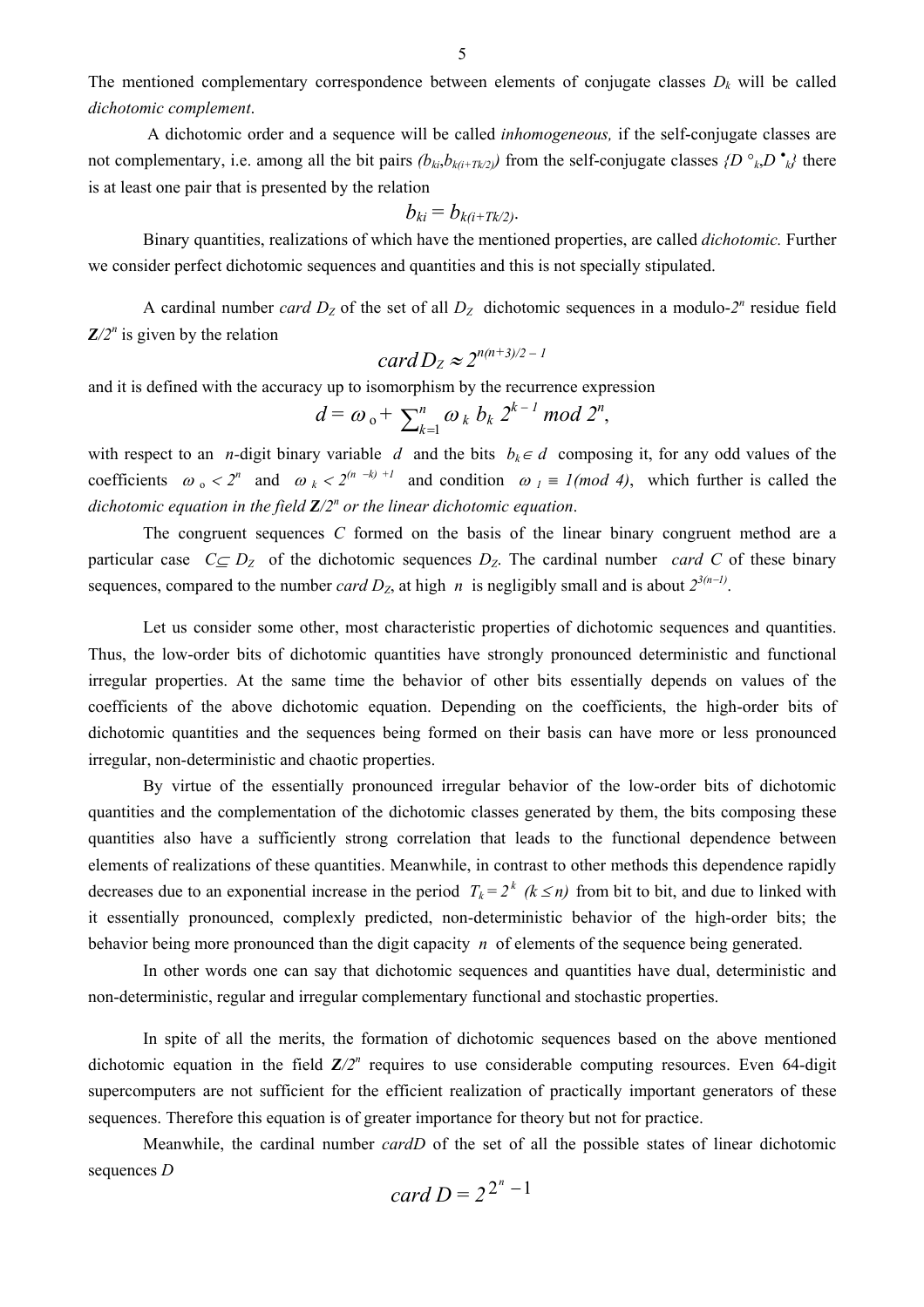The mentioned complementary correspondence between elements of conjugate classes $D_k$ will be called *dichotomic complement*.

A dichotomic order and a sequence will be called *inhomogeneous,* if the self-conjugate classes are not complementary, i.e. among all the bit pairs $(b_{ki}, b_{k(i+Tk/2)})$ from the self-conjugate classes $\{D^{\circ}_k, D^{\bullet}_k\}$ there is at least one pair that is presented by the relation

$$b_{ki} = b_{k(i+Tk/2)}.$$

Binary quantities, realizations of which have the mentioned properties, are called *dichotomic.* Further we consider perfect dichotomic sequences and quantities and this is not specially stipulated.

A cardinal number *card* $D_Z$ of the set of all $D_Z$ dichotomic sequences in a modulo-$2^n$ residue field $\mathbf{Z}/2^n$ is given by the relation

$$card\, D_Z \approx 2^{n(n+3)/2 - 1}$$

and it is defined with the accuracy up to isomorphism by the recurrence expression

$$d = \omega_{\text{o}} + \sum_{k=1}^{n} \omega_k \, b_k \, 2^{k-1} \; mod \; 2^n,$$

with respect to an $n$-digit binary variable $d$ and the bits $b_k \in d$ composing it, for any odd values of the coefficients $\omega_{\text{o}} < 2^n$ and $\omega_k < 2^{(n-k)+1}$ and condition $\omega_1 \equiv 1 (mod\ 4)$, which further is called the *dichotomic equation in the field* $\mathbf{Z}/2^n$ *or the linear dichotomic equation*.

The congruent sequences $C$ formed on the basis of the linear binary congruent method are a particular case $C \subseteq D_Z$ of the dichotomic sequences $D_Z$. The cardinal number *card* $C$ of these binary sequences, compared to the number *card* $D_Z$, at high $n$ is negligibly small and is about $2^{3(n-1)}$.

Let us consider some other, most characteristic properties of dichotomic sequences and quantities. Thus, the low-order bits of dichotomic quantities have strongly pronounced deterministic and functional irregular properties. At the same time the behavior of other bits essentially depends on values of the coefficients of the above dichotomic equation. Depending on the coefficients, the high-order bits of dichotomic quantities and the sequences being formed on their basis can have more or less pronounced irregular, non-deterministic and chaotic properties.

By virtue of the essentially pronounced irregular behavior of the low-order bits of dichotomic quantities and the complementation of the dichotomic classes generated by them, the bits composing these quantities also have a sufficiently strong correlation that leads to the functional dependence between elements of realizations of these quantities. Meanwhile, in contrast to other methods this dependence rapidly decreases due to an exponential increase in the period $T_k = 2^k$ $(k \leq n)$ from bit to bit, and due to linked with it essentially pronounced, complexly predicted, non-deterministic behavior of the high-order bits; the behavior being more pronounced than the digit capacity $n$ of elements of the sequence being generated.

In other words one can say that dichotomic sequences and quantities have dual, deterministic and non-deterministic, regular and irregular complementary functional and stochastic properties.

In spite of all the merits, the formation of dichotomic sequences based on the above mentioned dichotomic equation in the field $\mathbf{Z}/2^n$ requires to use considerable computing resources. Even 64-digit supercomputers are not sufficient for the efficient realization of practically important generators of these sequences. Therefore this equation is of greater importance for theory but not for practice.

Meanwhile, the cardinal number *cardD* of the set of all the possible states of linear dichotomic sequences $D$

$$card\, D = 2^{2^n - 1}$$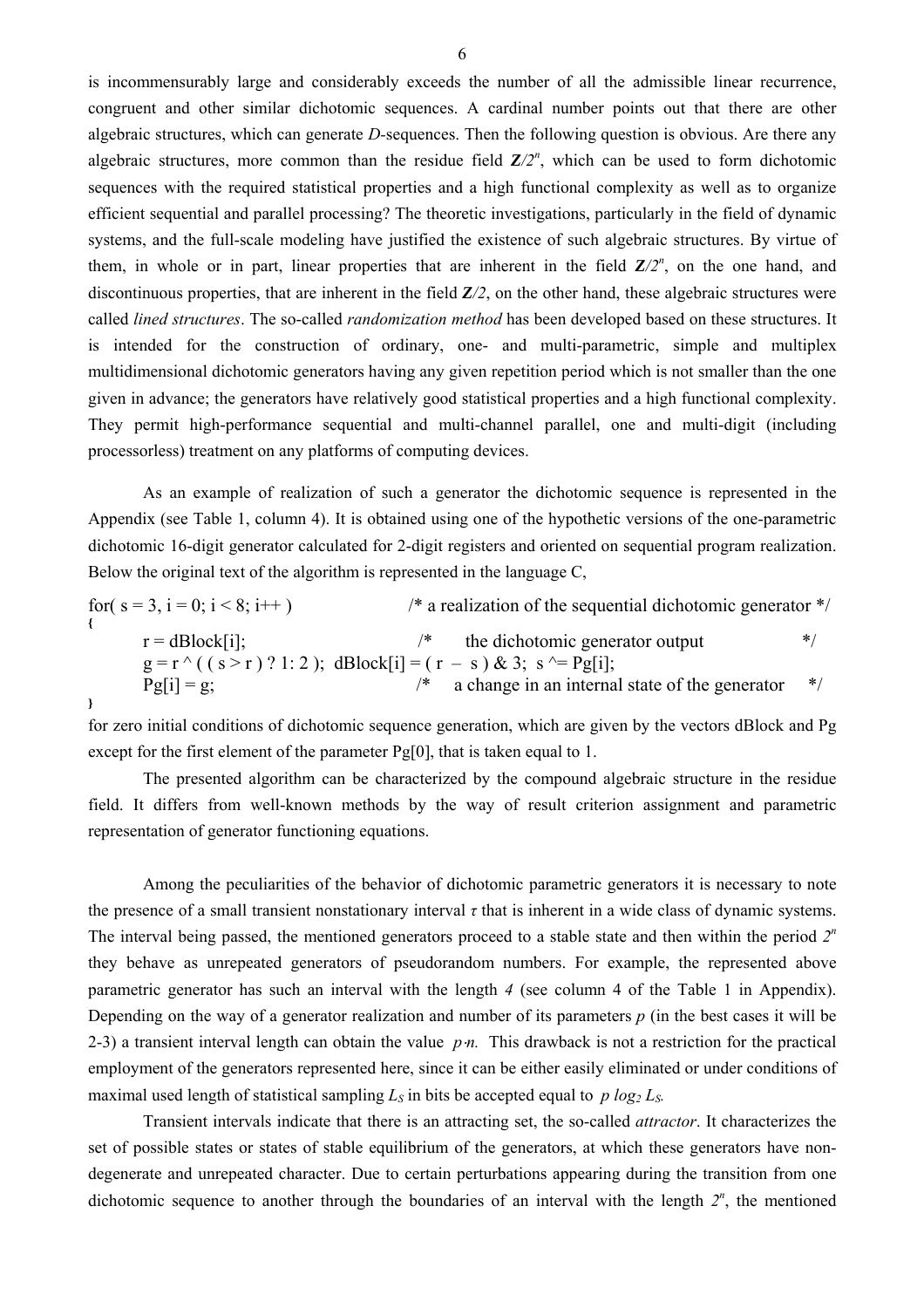is incommensurably large and considerably exceeds the number of all the admissible linear recurrence, congruent and other similar dichotomic sequences. A cardinal number points out that there are other algebraic structures, which can generate *D*-sequences. Then the following question is obvious. Are there any algebraic structures, more common than the residue field $\mathbf{Z}/2^n$, which can be used to form dichotomic sequences with the required statistical properties and a high functional complexity as well as to organize efficient sequential and parallel processing? The theoretic investigations, particularly in the field of dynamic systems, and the full-scale modeling have justified the existence of such algebraic structures. By virtue of them, in whole or in part, linear properties that are inherent in the field $\mathbf{Z}/2^n$, on the one hand, and discontinuous properties, that are inherent in the field $\mathbf{Z}/2$, on the other hand, these algebraic structures were called *lined structures*. The so-called *randomization method* has been developed based on these structures. It is intended for the construction of ordinary, one- and multi-parametric, simple and multiplex multidimensional dichotomic generators having any given repetition period which is not smaller than the one given in advance; the generators have relatively good statistical properties and a high functional complexity. They permit high-performance sequential and multi-channel parallel, one and multi-digit (including processorless) treatment on any platforms of computing devices.

As an example of realization of such a generator the dichotomic sequence is represented in the Appendix (see Table 1, column 4). It is obtained using one of the hypothetic versions of the one-parametric dichotomic 16-digit generator calculated for 2-digit registers and oriented on sequential program realization. Below the original text of the algorithm is represented in the language C,

```
for( s = 3, i = 0; i < 8; i++ )                /* a realization of the sequential dichotomic generator */
{
    r = dBlock[i];                              /*    the dichotomic generator output               */
    g = r ^ ( ( s > r ) ? 1: 2 );  dBlock[i] = ( r  –  s ) & 3;  s ^= Pg[i];
    Pg[i] = g;                                  /*   a change in an internal state of the generator  */
}
```

for zero initial conditions of dichotomic sequence generation, which are given by the vectors dBlock and Pg except for the first element of the parameter Pg[0], that is taken equal to 1.

The presented algorithm can be characterized by the compound algebraic structure in the residue field. It differs from well-known methods by the way of result criterion assignment and parametric representation of generator functioning equations.

Among the peculiarities of the behavior of dichotomic parametric generators it is necessary to note the presence of a small transient nonstationary interval $\tau$ that is inherent in a wide class of dynamic systems. The interval being passed, the mentioned generators proceed to a stable state and then within the period $2^n$ they behave as unrepeated generators of pseudorandom numbers. For example, the represented above parametric generator has such an interval with the length *4* (see column 4 of the Table 1 in Appendix). Depending on the way of a generator realization and number of its parameters *p* (in the best cases it will be 2-3) a transient interval length can obtain the value $p{\cdot}n$. This drawback is not a restriction for the practical employment of the generators represented here, since it can be either easily eliminated or under conditions of maximal used length of statistical sampling $L_S$ in bits be accepted equal to $p \log_2 L_S$.

Transient intervals indicate that there is an attracting set, the so-called *attractor*. It characterizes the set of possible states or states of stable equilibrium of the generators, at which these generators have non-degenerate and unrepeated character. Due to certain perturbations appearing during the transition from one dichotomic sequence to another through the boundaries of an interval with the length $2^n$, the mentioned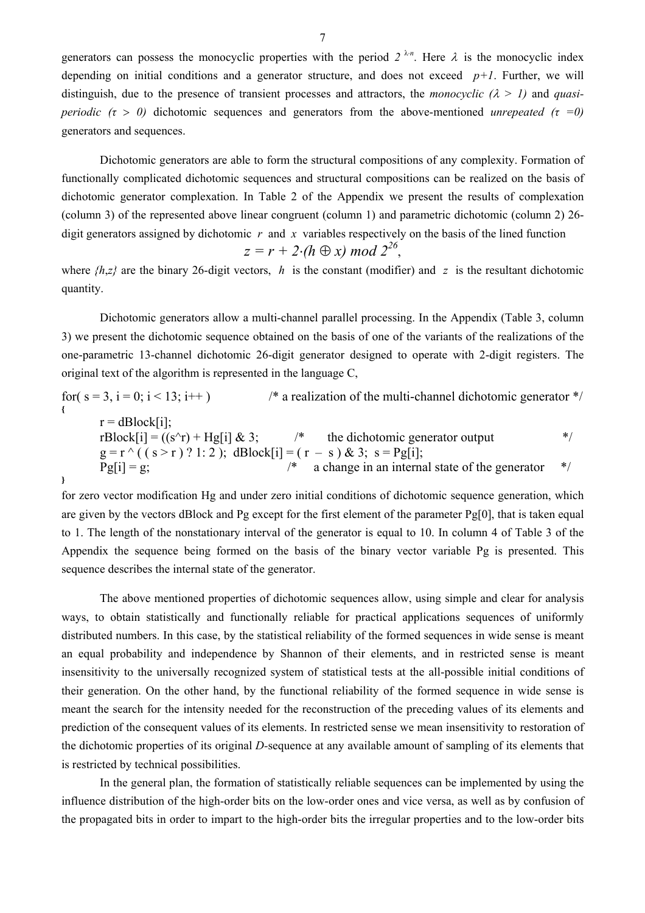generators can possess the monocyclic properties with the period $2^{\lambda\text{-}n}$. Here $\lambda$ is the monocyclic index depending on initial conditions and a generator structure, and does not exceed $p+1$. Further, we will distinguish, due to the presence of transient processes and attractors, the *monocyclic* $(\lambda > 1)$ and *quasi-periodic* $(\tau > 0)$ dichotomic sequences and generators from the above-mentioned *unrepeated* $(\tau = 0)$ generators and sequences.

Dichotomic generators are able to form the structural compositions of any complexity. Formation of functionally complicated dichotomic sequences and structural compositions can be realized on the basis of dichotomic generator complexation. In Table 2 of the Appendix we present the results of complexation (column 3) of the represented above linear congruent (column 1) and parametric dichotomic (column 2) 26-digit generators assigned by dichotomic $r$ and $x$ variables respectively on the basis of the lined function

$$z = r + 2\cdot(h \oplus x) \bmod 2^{26},$$

where $\{h,z\}$ are the binary 26-digit vectors, $h$ is the constant (modifier) and $z$ is the resultant dichotomic quantity.

Dichotomic generators allow a multi-channel parallel processing. In the Appendix (Table 3, column 3) we present the dichotomic sequence obtained on the basis of one of the variants of the realizations of the one-parametric 13-channel dichotomic 26-digit generator designed to operate with 2-digit registers. The original text of the algorithm is represented in the language C,

```
for( s = 3, i = 0; i < 13; i++ )            /* a realization of the multi-channel dichotomic generator */
{
        r = dBlock[i];
        rBlock[i] = ((s^r) + Hg[i] & 3;         /*    the dichotomic generator output              */
        g = r ^ ( ( s > r ) ? 1: 2 );  dBlock[i] = ( r  –  s ) & 3;  s = Pg[i];
        Pg[i] = g;                          /*    a change in an internal state of the generator    */
}
```

for zero vector modification Hg and under zero initial conditions of dichotomic sequence generation, which are given by the vectors dBlock and Pg except for the first element of the parameter Pg[0], that is taken equal to 1. The length of the nonstationary interval of the generator is equal to 10. In column 4 of Table 3 of the Appendix the sequence being formed on the basis of the binary vector variable Pg is presented. This sequence describes the internal state of the generator.

The above mentioned properties of dichotomic sequences allow, using simple and clear for analysis ways, to obtain statistically and functionally reliable for practical applications sequences of uniformly distributed numbers. In this case, by the statistical reliability of the formed sequences in wide sense is meant an equal probability and independence by Shannon of their elements, and in restricted sense is meant insensitivity to the universally recognized system of statistical tests at the all-possible initial conditions of their generation. On the other hand, by the functional reliability of the formed sequence in wide sense is meant the search for the intensity needed for the reconstruction of the preceding values of its elements and prediction of the consequent values of its elements. In restricted sense we mean insensitivity to restoration of the dichotomic properties of its original *D*-sequence at any available amount of sampling of its elements that is restricted by technical possibilities.

In the general plan, the formation of statistically reliable sequences can be implemented by using the influence distribution of the high-order bits on the low-order ones and vice versa, as well as by confusion of the propagated bits in order to impart to the high-order bits the irregular properties and to the low-order bits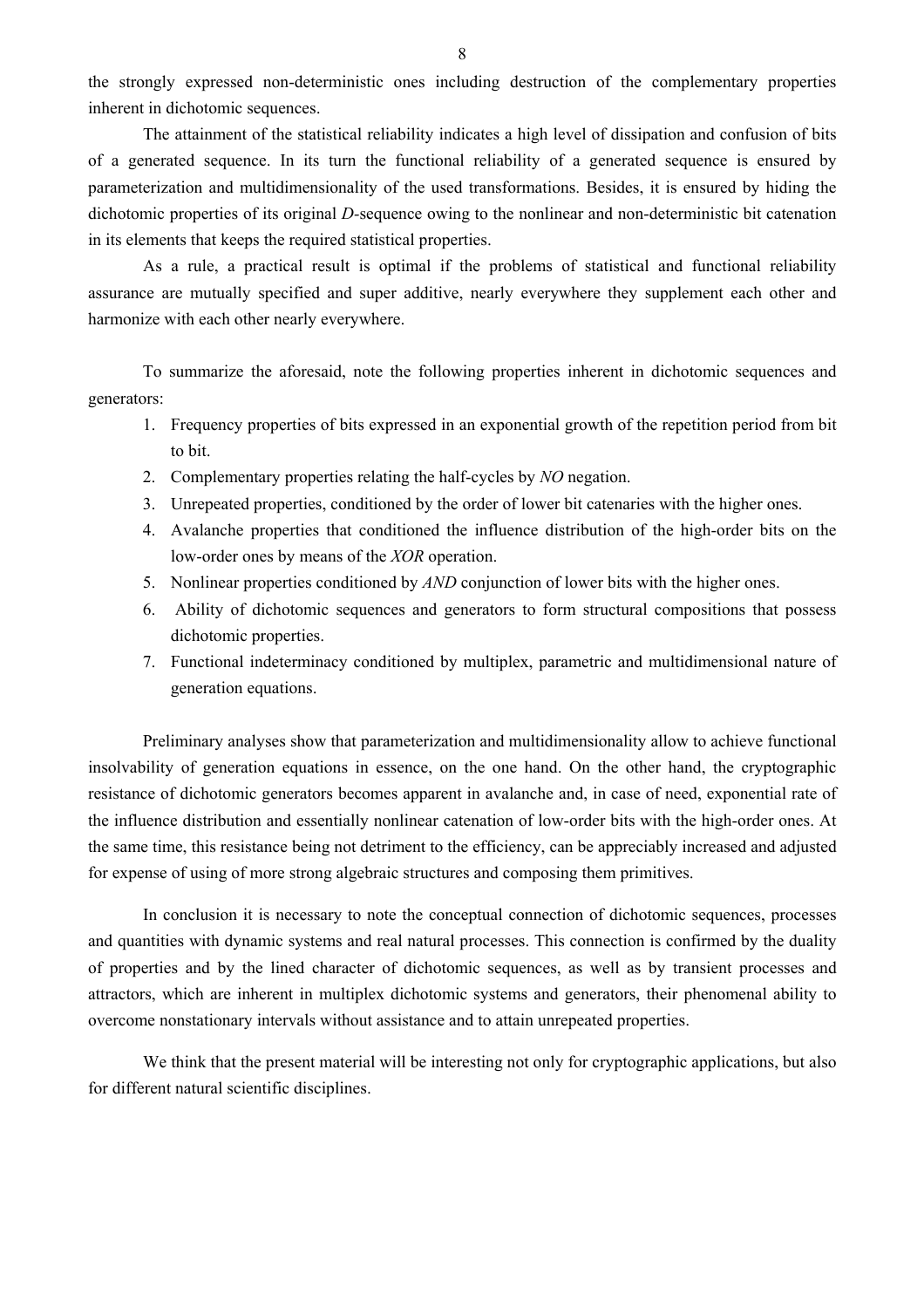the strongly expressed non-deterministic ones including destruction of the complementary properties inherent in dichotomic sequences.

The attainment of the statistical reliability indicates a high level of dissipation and confusion of bits of a generated sequence. In its turn the functional reliability of a generated sequence is ensured by parameterization and multidimensionality of the used transformations. Besides, it is ensured by hiding the dichotomic properties of its original *D*-sequence owing to the nonlinear and non-deterministic bit catenation in its elements that keeps the required statistical properties.

As a rule, a practical result is optimal if the problems of statistical and functional reliability assurance are mutually specified and super additive, nearly everywhere they supplement each other and harmonize with each other nearly everywhere.

To summarize the aforesaid, note the following properties inherent in dichotomic sequences and generators:

1. Frequency properties of bits expressed in an exponential growth of the repetition period from bit to bit.
2. Complementary properties relating the half-cycles by *NO* negation.
3. Unrepeated properties, conditioned by the order of lower bit catenaries with the higher ones.
4. Avalanche properties that conditioned the influence distribution of the high-order bits on the low-order ones by means of the *XOR* operation.
5. Nonlinear properties conditioned by *AND* conjunction of lower bits with the higher ones.
6. Ability of dichotomic sequences and generators to form structural compositions that possess dichotomic properties.
7. Functional indeterminacy conditioned by multiplex, parametric and multidimensional nature of generation equations.

Preliminary analyses show that parameterization and multidimensionality allow to achieve functional insolvability of generation equations in essence, on the one hand. On the other hand, the cryptographic resistance of dichotomic generators becomes apparent in avalanche and, in case of need, exponential rate of the influence distribution and essentially nonlinear catenation of low-order bits with the high-order ones. At the same time, this resistance being not detriment to the efficiency, can be appreciably increased and adjusted for expense of using of more strong algebraic structures and composing them primitives.

In conclusion it is necessary to note the conceptual connection of dichotomic sequences, processes and quantities with dynamic systems and real natural processes. This connection is confirmed by the duality of properties and by the lined character of dichotomic sequences, as well as by transient processes and attractors, which are inherent in multiplex dichotomic systems and generators, their phenomenal ability to overcome nonstationary intervals without assistance and to attain unrepeated properties.

We think that the present material will be interesting not only for cryptographic applications, but also for different natural scientific disciplines.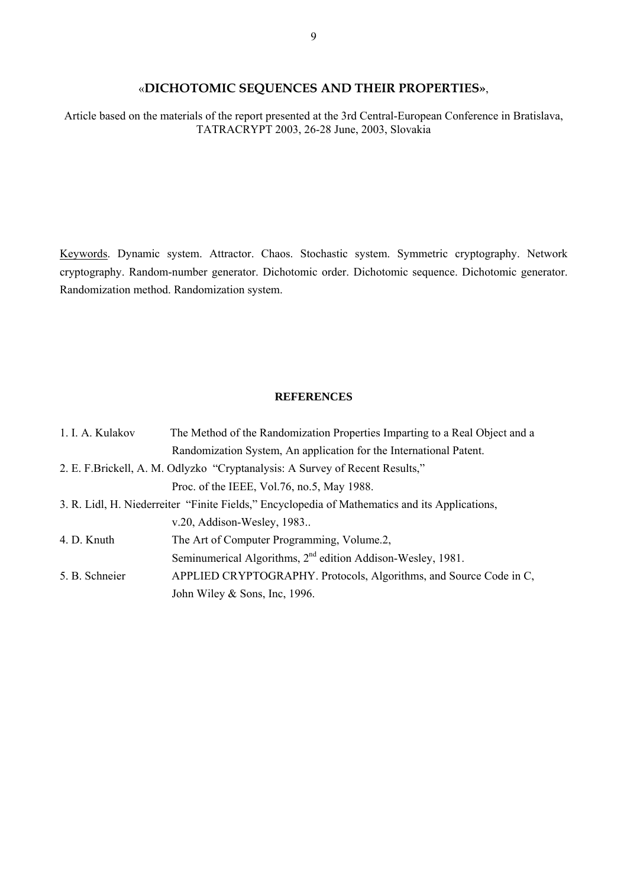## «**DICHOTOMIC SEQUENCES AND THEIR PROPERTIES**»,

Article based on the materials of the report presented at the 3rd Central-European Conference in Bratislava, TATRACRYPT 2003, 26-28 June, 2003, Slovakia

Keywords. Dynamic system. Attractor. Chaos. Stochastic system. Symmetric cryptography. Network cryptography. Random-number generator. Dichotomic order. Dichotomic sequence. Dichotomic generator. Randomization method. Randomization system.

### REFERENCES

1. I. A. Kulakov — The Method of the Randomization Properties Imparting to a Real Object and a Randomization System, An application for the International Patent.
2. E. F.Brickell, A. M. Odlyzko "Cryptanalysis: A Survey of Recent Results," Proc. of the IEEE, Vol.76, no.5, May 1988.
3. R. Lidl, H. Niederreiter "Finite Fields," Encyclopedia of Mathematics and its Applications, v.20, Addison-Wesley, 1983..
4. D. Knuth — The Art of Computer Programming, Volume.2, Seminumerical Algorithms, 2nd edition Addison-Wesley, 1981.
5. B. Schneier — APPLIED CRYPTOGRAPHY. Protocols, Algorithms, and Source Code in C, John Wiley & Sons, Inc, 1996.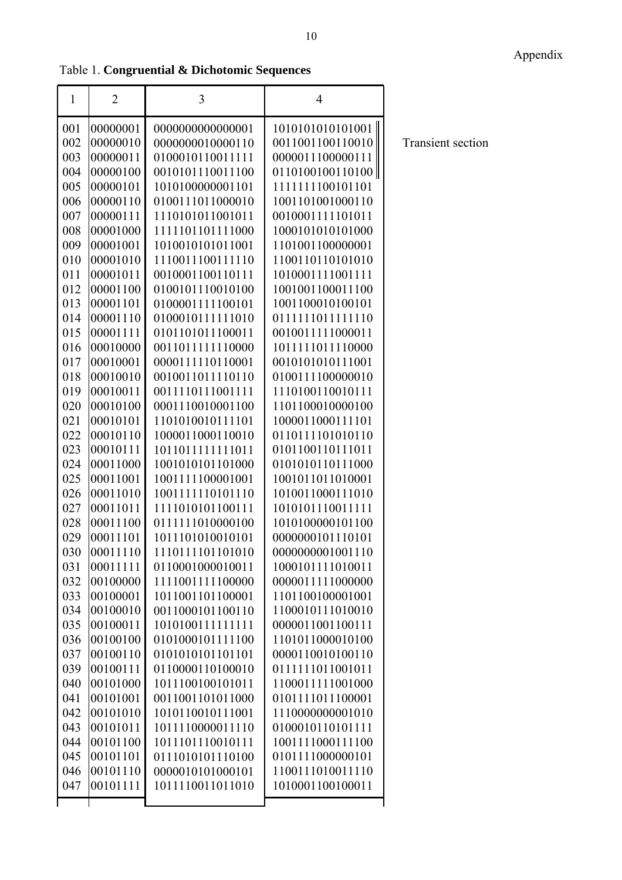Appendix

Table 1. **Congruential & Dichotomic Sequences**

| 1 | 2 | 3 | 4 |
|---|---|---|---|
| 001 | 00000001 | 0000000000000001 | 1010101010101001 |
| 002 | 00000010 | 0000000010000110 | 0011001100110010 |
| 003 | 00000011 | 0100010110011111 | 0000011100000111 |
| 004 | 00000100 | 0010101110011100 | 0110100100110100 |
| 005 | 00000101 | 1010100000001101 | 1111111100101101 |
| 006 | 00000110 | 0100111011000010 | 1001101001000110 |
| 007 | 00000111 | 1110101011001011 | 0010001111101011 |
| 008 | 00001000 | 1111101101111000 | 1000101010101000 |
| 009 | 00001001 | 1010010101011001 | 1101001100000001 |
| 010 | 00001010 | 1110011100111110 | 1100110110101010 |
| 011 | 00001011 | 0010001100110111 | 1010001111001111 |
| 012 | 00001100 | 0100101110010100 | 1001001100011100 |
| 013 | 00001101 | 0100001111100101 | 1001100010100101 |
| 014 | 00001110 | 0100010111111010 | 0111111011111110 |
| 015 | 00001111 | 0101101011100011 | 0010011111000011 |
| 016 | 00010000 | 0011011111110000 | 1011111011110000 |
| 017 | 00010001 | 0000111110110001 | 0010101010111001 |
| 018 | 00010010 | 0010011011110110 | 0100111100000010 |
| 019 | 00010011 | 0011110111001111 | 1110100110010111 |
| 020 | 00010100 | 0001110010001100 | 1101100010000100 |
| 021 | 00010101 | 1101010010111101 | 1000011000111101 |
| 022 | 00010110 | 1000011000110010 | 0110111101010110 |
| 023 | 00010111 | 1011011111111011 | 0101100110111011 |
| 024 | 00011000 | 1001010101101000 | 0101010110111000 |
| 025 | 00011001 | 1001111100001001 | 1001011011010001 |
| 026 | 00011010 | 1001111110101110 | 1010011000111010 |
| 027 | 00011011 | 1111010101100111 | 1010101110011111 |
| 028 | 00011100 | 0111111010000100 | 1010100000101100 |
| 029 | 00011101 | 1011101010010101 | 0000000101110101 |
| 030 | 00011110 | 1110111101101010 | 0000000001001110 |
| 031 | 00011111 | 0110001000010011 | 1000101111010011 |
| 032 | 00100000 | 1111001111100000 | 0000011111000000 |
| 033 | 00100001 | 1011001101100001 | 1101100100001001 |
| 034 | 00100010 | 0011000101100110 | 1100010111010010 |
| 035 | 00100011 | 1010100111111111 | 0000011001100111 |
| 036 | 00100100 | 0101000101111100 | 1101011000010100 |
| 037 | 00100110 | 0101010101101101 | 0000110010100110 |
| 039 | 00100111 | 0110000110100010 | 0111111011001011 |
| 040 | 00101000 | 1011100100101011 | 1100011111001000 |
| 041 | 00101001 | 0011001101011000 | 0101111011100001 |
| 042 | 00101010 | 1010110010111001 | 1110000000001010 |
| 043 | 00101011 | 1011110000011110 | 0100010110101111 |
| 044 | 00101100 | 1011101110010111 | 1001111000111100 |
| 045 | 00101101 | 0111010101110100 | 0101111000000101 |
| 046 | 00101110 | 0000010101000101 | 1100111010011110 |
| 047 | 00101111 | 1011110011011010 | 1010001100100011 |

Transient section (rows 001–004)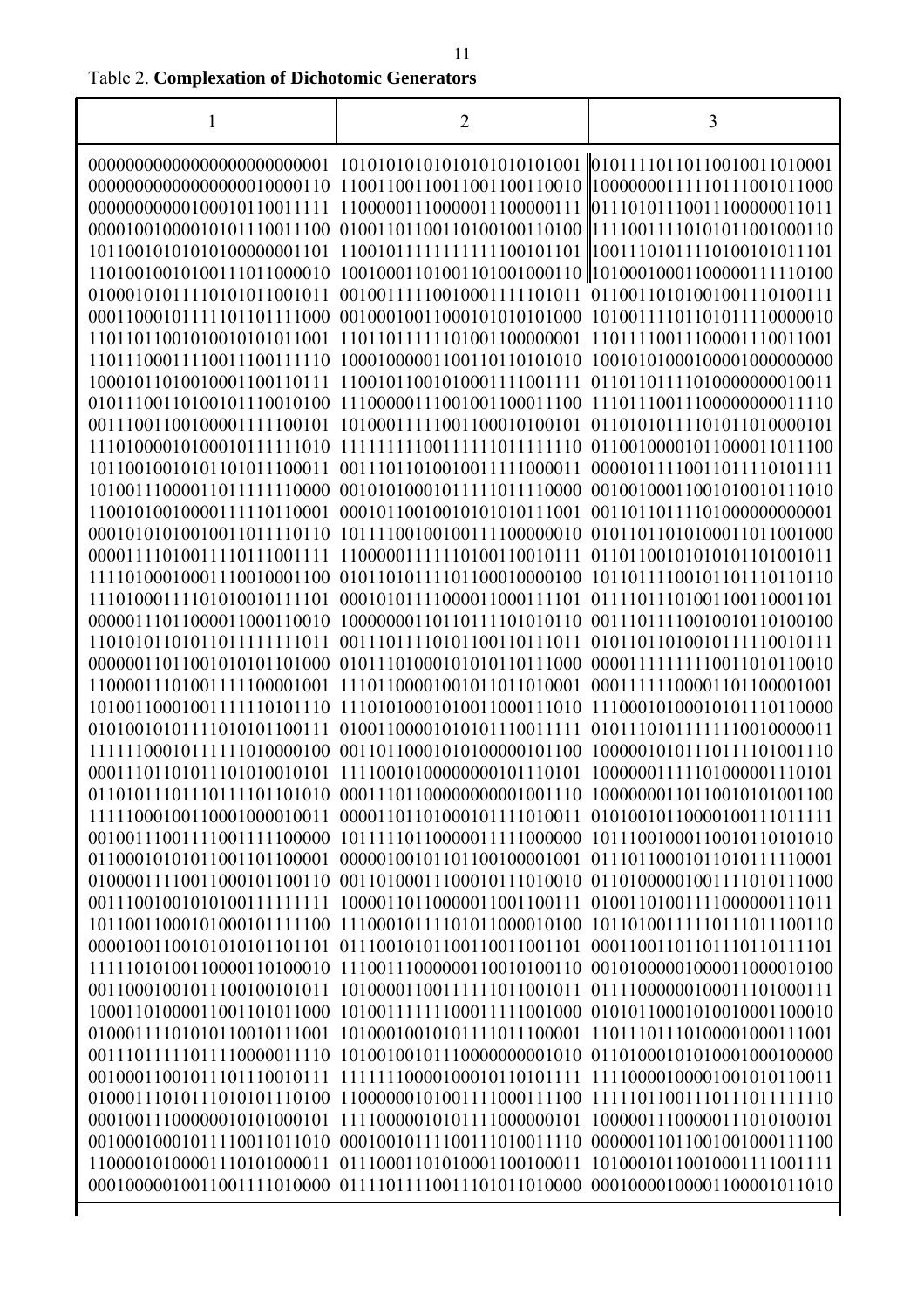Table 2. **Complexation of Dichotomic Generators**

| 1 | 2 | 3 |
|---|---|---|
| 000000000000000000000001 | 101010101010101010101001 | 010111011011001001101000​1 |
| 000000000000000000010000110 | 110011001100110011001100​10 | 100000001111011100101100​0 |
| 000000000001000101100111​11 | 110000011100000111000000​111 | 011101011100111000000110​11 |
| 000010010000101011001110​0 | 010011011001101001001101​00 | 111100111101010110010001​10 |
| 101100101010101000000011​01 | 110010111111111111001011​01 | 100111010111101001010111​01 |
| 110100100101001110110000​10 | 100100011010011010010001​10 | 101000100011000001111101​00 |
| 010001010111101010110010​11 | 001001111100100011111010​11 | 011001101010010011101001​11 |
| 000110001011111011011110​00 | 001000100110001010101010​00 | 101001111011010111100000​10 |
| 110110110010100101010110​01 | 110110111111010011000000​01 | 110111100111000011100110​01 |
| 110111000111100111001111​10 | 100010000011001101101010​10 | 100101010001000010000000​00 |
| 100010110100100011001101​11 | 110010110010100011110011​11 | 011011011110100000000100​11 |
| 010111001101001011100101​00 | 111000001110010011000111​00 | 111011100111000000000111​10 |
| 001110011001000011111001​01 | 101000111110011000101001​01 | 011010101111010110100001​01 |
| 111010000101000101111110​10 | 111111111001111110111111​10 | 011001000010110000110111​00 |
| 101100100101010110101100​011 | 001110110100100111110000​11 | 000010111110011011110101​111 |
| 101001110000011011111110​000 | 001010100010111110111100​00 | 001001000110010100101110​10 |
| 110010100100000111110110​001 | 000101100100101010101110​01 | 001101101111010000000000​01 |
| 000101010100100110111101​10 | 101111001001001111000000​10 | 010110110101000110110010​00 |
| 000011110100111101110011​11 | 110000011111101001100101​11 | 011011001010101011010010​11 |
| 111101000100011100100011​00 | 010110101111011000100001​00 | 101101111001011011101101​10 |
| 111010001111010100101111​01 | 000101011110000110001111​01 | 011110111010011001100011​01 |
| 000001110110000110001100​10 | 100000001101101111010101​10 | 001110111100100101101001​00 |
| 110101011010110111111110​11 | 001110111101011001101110​11 | 010110110100101111100101​11 |
| 000000110110010101011010​00 | 010111010001010101101110​00 | 000011111111001101011001​0 |
| 110000111010011111000010​01 | 111011000010010110110100​01 | 000111111000011011000010​01 |
| 101001100010011111101011​10 | 111010100010100110001110​10 | 111000101000101011101100​00 |
| 010100101011110101011001​11 | 010011000010101011100111​11 | 010111010111111100100000​11 |
| 111110001011111101000010​0 | 001101100010101000001011​00 | 100000101011101111010011​10 |
| 000111011010111010100101​01 | 111100101000000001011101​01 | 100000011111010000011101​01 |
| 011010111011101111011010​10 | 000111011000000000010011​10 | 100000001101100101010011​00 |
| 111110001001100010000100​11 | 000011011010001011110100​11 | 010100101100001001110111​11 |
| 001001110011110011111000​00 | 101111101100000111110000​00 | 101110010001100101101010​10 |
| 011000101010110010110000​1 | 000001010110110010000100​1 | 011101100010110101111100​01 |
| 010000111100110001011001​10 | 001101000111000101110100​10 | 011010000010011110101110​00 |
| 001110010010101001111111​11 | 100001101100000110011001​11 | 010011010011110000000111​011 |
| 101100110001010001011111​00 | 111000101111010110000101​00 | 101101001111101110111001​10 |
| 000010011001010101011011​01 | 011100101011001100110011​01 | 000110011011011101101111​01 |
| 111110101001100001101000​10 | 111001110000001100101001​10 | 001010000010000110000101​00 |
| 001100010010111001001010​11 | 101000011001111110110010​11 | 011110000000100011101000​111 |
| 100011010000110011010110​00 | 101001111111000111110010​00 | 010101100010100100011000​10 |
| 010001111010101100101110​01 | 101000100101011110111000​01 | 110111011101000010001110​01 |
| 001110111110111100000111​10 | 101001001011100000000010​10 | 011010001010100010001000​00 |
| 001000110010111011100101​11 | 111111100001000101101011​11 | 111100001000010010101100​11 |
| 010001110101110101011101​00 | 110000001010011110001111​00 | 111110110011101110111111​10 |
| 000100111000000101010001​01 | 111100000101011110000001​01 | 100000111000001110101001​01 |
| 001000100010111100110110​10 | 000100101111001110100111​10 | 000000110110010010001111​00 |
| 110000101000011101010000​11 | 011100011010100011001000​11 | 101000101100100011110011​11 |
| 000100000010011001111010​000 | 011110111100111010110100​00 | 000100000100001100001011​010 |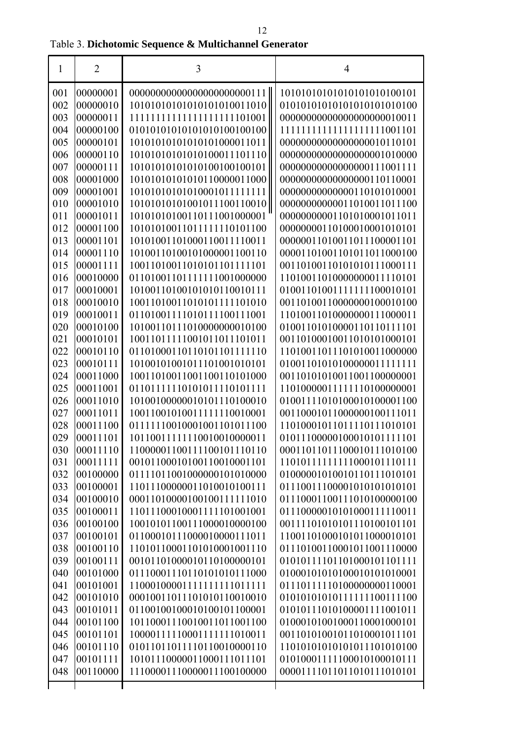Table 3. **Dichotomic Sequence & Multichannel Generator**

| 1 | 2 | 3 | 4 |
|---|---|---|---|
| 001 | 00000001 | 000000000000000000000111 | 101010101010101010100101 |
| 002 | 00000010 | 101010101010101010011010 | 010101010101010101010100 |
| 003 | 00000011 | 111111111111111111101001 | 000000000000000000010011 |
| 004 | 00000100 | 010101010101010100100100 | 111111111111111111001101 |
| 005 | 00000101 | 101010101010101000011011 | 000000000000000010110101 |
| 006 | 00000110 | 101010101010100011101110 | 000000000000000001010000 |
| 007 | 00000111 | 101010101010100100100101 | 000000000000000111001111 |
| 008 | 00001000 | 101010101010110000011000 | 000000000000000110110001 |
| 009 | 00001001 | 101010101010001011111111 | 000000000000110101010001 |
| 010 | 00001010 | 101010101001011100110010 | 000000000001101001101110​0 |
| 011 | 00001011 | 101010101001101110010000​01 | 000000000110101000101101​1 |
| 012 | 00001100 | 101010100110111111110101100 | 000000001101000100010101​01 |
| 013 | 00001101 | 101010011010001100111100​11 | 000000110100110111000011​01 |
| 014 | 00001110 | 101001101001010000011001​10 | 000011010011010110110001​00 |
| 015 | 00001111 | 100110100110101011011111​01 | 001101001101010101110001​11 |
| 016 | 00010000 | 011010011011111110010000​00 | 110100110100000000111101​01 |
| 017 | 00010001 | 101001101001010101100101​11 | 010011010011111111000101​01 |
| 018 | 00010010 | 100110100110101011111010​10 | 001101001100000001000101​00 |
| 019 | 00010011 | 011010011110101111001110​01 | 110100110100000001110000​11 |
| 020 | 00010100 | 101001101110100000000101​00 | 010011010100001101101111​01 |
| 021 | 00010101 | 100110111110010110111010​11 | 001101000100110101010001​01 |
| 022 | 00010110 | 011010001101101011011111​10 | 110100110111010100110000​00 |
| 023 | 00010111 | 101001010010111010010101​01 | 010011010101000000111111​11 |
| 024 | 00011000 | 100110100110011001101010​00 | 001101010100110011000000​01 |
| 025 | 00011001 | 011011111101010111101011​11 | 110100000111111101000000​01 |
| 026 | 00011010 | 101001000000101011101000​10 | 010011110101000101000011​00 |
| 027 | 00011011 | 100110010100111111100100​01 | 001100010110000001001110​11 |
| 028 | 00011100 | 011111001000100110101110​0 | 110100010110111011101010​1 |
| 029 | 00011101 | 101100111111001001000001​1 | 010111000001000101011111​01 |
| 030 | 00011110 | 110000011001111001011101​10 | 000110110111000101110101​00 |
| 031 | 00011111 | 001011000101001100100011​01 | 110101111111110001011101​11 |
| 032 | 00100000 | 011110110010000001010100​00 | 010000010100101101110101​01 |
| 033 | 00100001 | 110111000000110100101001​11 | 011100111000010101010101​01 |
| 034 | 00100010 | 000110100001001001111110​10 | 011100011001110101000001​00 |
| 035 | 00100011 | 110111000100011111010010​01 | 011100000101010001111100​11 |
| 036 | 00100100 | 100101011001110000100001​00 | 001111010101011101001011​01 |
| 037 | 00100101 | 011000101110000100001110​11 | 110011010001010110000101​01 |
| 038 | 00100110 | 110101100011010100010011​10 | 011101001100010110011100​00 |
| 039 | 00100111 | 001011010000101101000001​01 | 010101111011010001011011​11 |
| 040 | 00101000 | 011100011101101010101110​00 | 010001010101000101010100​01 |
| 041 | 00101001 | 110001000011111111110111​11 | 011101111101000000001100​01 |
| 042 | 00101010 | 000100110111010101100100​10 | 010101010101111111001111​00 |
| 043 | 00101011 | 011001001000101001011000​01 | 010101110101000011110010​11 |
| 044 | 00101100 | 101100011100100110110011​00 | 010001010010001100010001​01 |
| 045 | 00101101 | 100001111100011111110100​11 | 001101010010110100010111​01 |
| 046 | 00101110 | 010110110111101100100001​10 | 110101010101010111010101​00 |
| 047 | 00101111 | 101011100000110001110111​01 | 010100011111000101000101​11 |
| 048 | 00110000 | 111000011100000111001000​00 | 000011110110110101110101​01 |